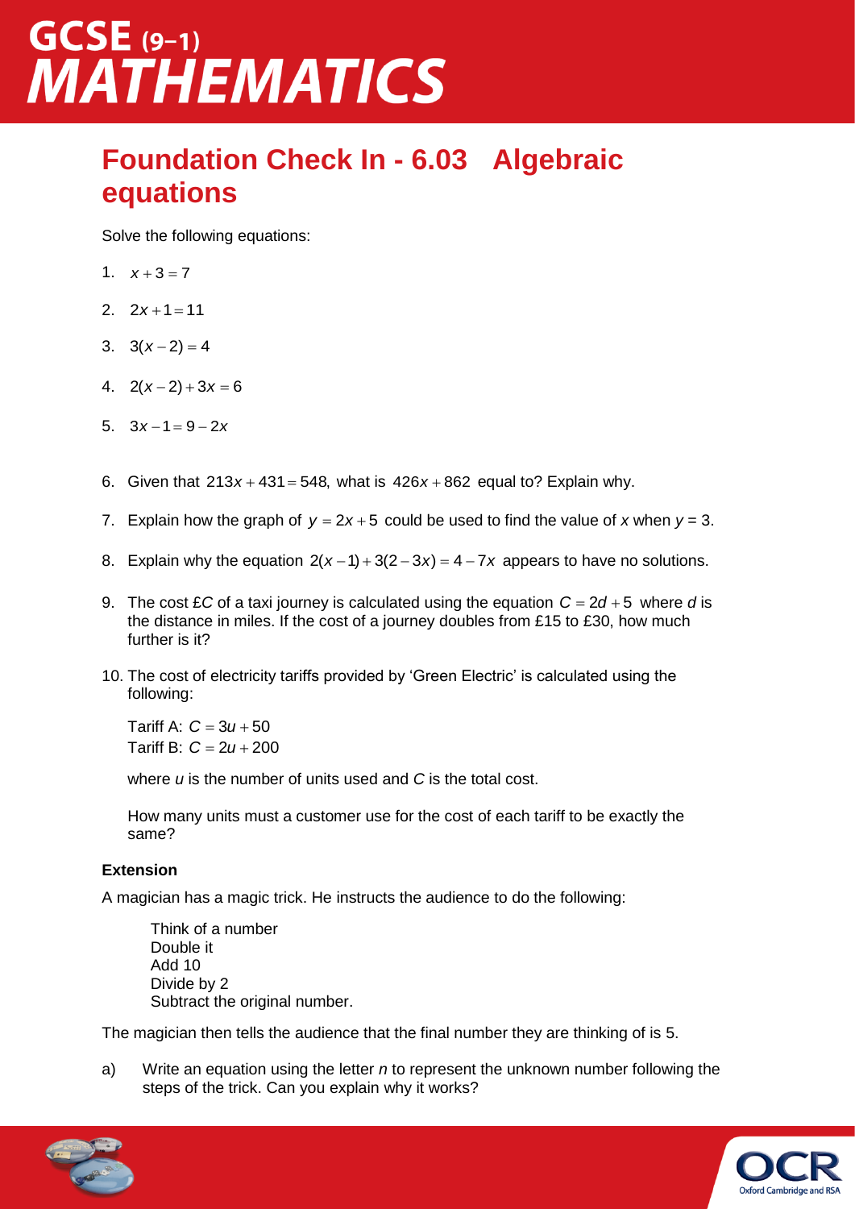# GCSE (9–1) MATHEMATICS

## Foundation Check In - 6.03 Algebraic equations

Solve the following equations:

1. $x + 3 = 7$

2. $2x + 1 = 11$

3. $3(x - 2) = 4$

4. $2(x - 2) + 3x = 6$

5. $3x - 1 = 9 - 2x$

6. Given that $213x + 431 = 548$, what is $426x + 862$ equal to? Explain why.

7. Explain how the graph of $y = 2x + 5$ could be used to find the value of $x$ when $y = 3$.

8. Explain why the equation $2(x - 1) + 3(2 - 3x) = 4 - 7x$ appears to have no solutions.

9. The cost £$C$ of a taxi journey is calculated using the equation $C = 2d + 5$ where $d$ is the distance in miles. If the cost of a journey doubles from £15 to £30, how much further is it?

10. The cost of electricity tariffs provided by 'Green Electric' is calculated using the following:

    Tariff A: $C = 3u + 50$
    Tariff B: $C = 2u + 200$

    where $u$ is the number of units used and $C$ is the total cost.

    How many units must a customer use for the cost of each tariff to be exactly the same?

**Extension**

A magician has a magic trick. He instructs the audience to do the following:

> Think of a number
> Double it
> Add 10
> Divide by 2
> Subtract the original number.

The magician then tells the audience that the final number they are thinking of is 5.

a) Write an equation using the letter $n$ to represent the unknown number following the steps of the trick. Can you explain why it works?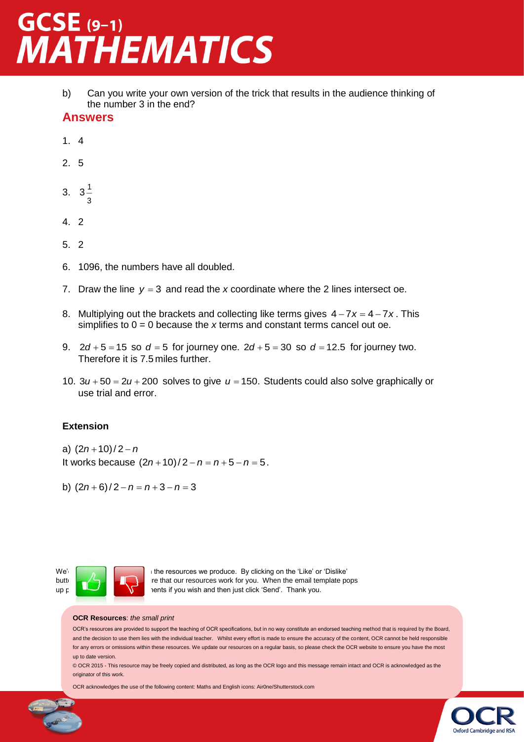b) Can you write your own version of the trick that results in the audience thinking of the number 3 in the end?

## Answers

1. 4

2. 5

3. $3\frac{1}{3}$

4. 2

5. 2

6. 1096, the numbers have all doubled.

7. Draw the line $y = 3$ and read the $x$ coordinate where the 2 lines intersect oe.

8. Multiplying out the brackets and collecting like terms gives $4 - 7x = 4 - 7x$. This simplifies to 0 = 0 because the $x$ terms and constant terms cancel out oe.

9. $2d + 5 = 15$ so $d = 5$ for journey one. $2d + 5 = 30$ so $d = 12.5$ for journey two. Therefore it is 7.5 miles further.

10. $3u + 50 = 2u + 200$ solves to give $u = 150$. Students could also solve graphically or use trial and error.

### Extension

a) $(2n + 10)/2 - n$
It works because $(2n + 10)/2 - n = n + 5 - n = 5$.

b) $(2n + 6)/2 - n = n + 3 - n = 3$

We'… the resources we produce. By clicking on the 'Like' or 'Dislike' butt… …re that our resources work for you. When the email template pops up p… …nents if you wish and then just click 'Send'. Thank you.

**OCR Resources**: *the small print*

OCR's resources are provided to support the teaching of OCR specifications, but in no way constitute an endorsed teaching method that is required by the Board, and the decision to use them lies with the individual teacher. Whilst every effort is made to ensure the accuracy of the content, OCR cannot be held responsible for any errors or omissions within these resources. We update our resources on a regular basis, so please check the OCR website to ensure you have the most up to date version.

© OCR 2015 - This resource may be freely copied and distributed, as long as the OCR logo and this message remain intact and OCR is acknowledged as the originator of this work.

OCR acknowledges the use of the following content: Maths and English icons: Air0ne/Shutterstock.com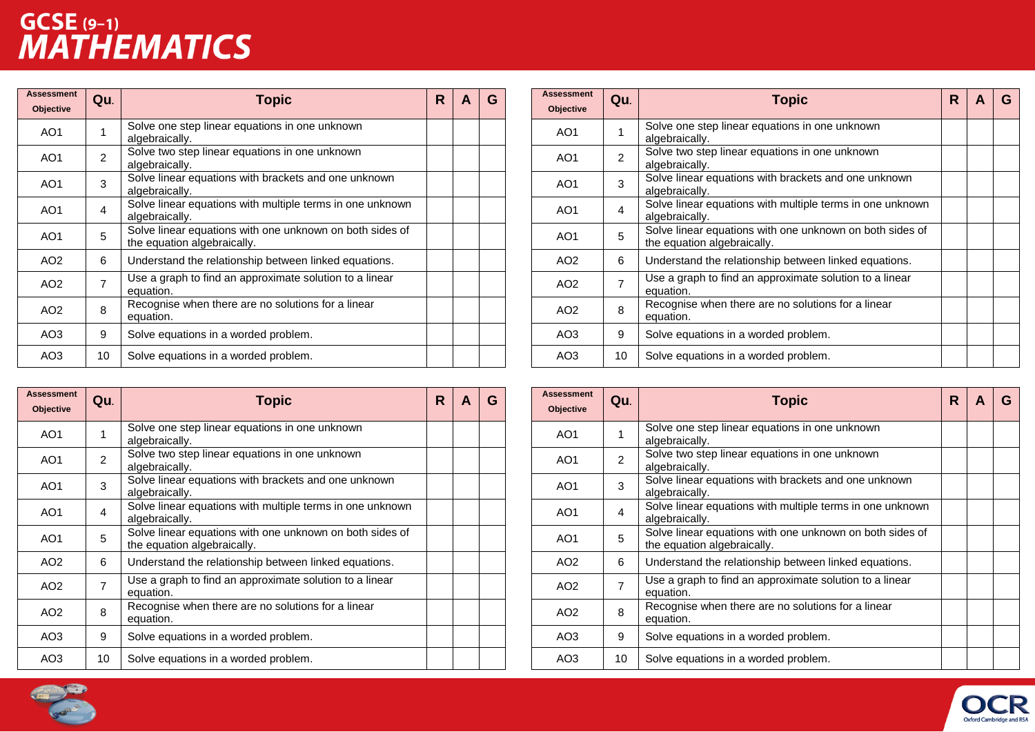# GCSE (9–1) MATHEMATICS

| Assessment Objective | Qu. | Topic | R | A | G |
|---|---|---|---|---|---|
| AO1 | 1 | Solve one step linear equations in one unknown algebraically. | | | |
| AO1 | 2 | Solve two step linear equations in one unknown algebraically. | | | |
| AO1 | 3 | Solve linear equations with brackets and one unknown algebraically. | | | |
| AO1 | 4 | Solve linear equations with multiple terms in one unknown algebraically. | | | |
| AO1 | 5 | Solve linear equations with one unknown on both sides of the equation algebraically. | | | |
| AO2 | 6 | Understand the relationship between linked equations. | | | |
| AO2 | 7 | Use a graph to find an approximate solution to a linear equation. | | | |
| AO2 | 8 | Recognise when there are no solutions for a linear equation. | | | |
| AO3 | 9 | Solve equations in a worded problem. | | | |
| AO3 | 10 | Solve equations in a worded problem. | | | |

| Assessment Objective | Qu. | Topic | R | A | G |
|---|---|---|---|---|---|
| AO1 | 1 | Solve one step linear equations in one unknown algebraically. | | | |
| AO1 | 2 | Solve two step linear equations in one unknown algebraically. | | | |
| AO1 | 3 | Solve linear equations with brackets and one unknown algebraically. | | | |
| AO1 | 4 | Solve linear equations with multiple terms in one unknown algebraically. | | | |
| AO1 | 5 | Solve linear equations with one unknown on both sides of the equation algebraically. | | | |
| AO2 | 6 | Understand the relationship between linked equations. | | | |
| AO2 | 7 | Use a graph to find an approximate solution to a linear equation. | | | |
| AO2 | 8 | Recognise when there are no solutions for a linear equation. | | | |
| AO3 | 9 | Solve equations in a worded problem. | | | |
| AO3 | 10 | Solve equations in a worded problem. | | | |

| Assessment Objective | Qu. | Topic | R | A | G |
|---|---|---|---|---|---|
| AO1 | 1 | Solve one step linear equations in one unknown algebraically. | | | |
| AO1 | 2 | Solve two step linear equations in one unknown algebraically. | | | |
| AO1 | 3 | Solve linear equations with brackets and one unknown algebraically. | | | |
| AO1 | 4 | Solve linear equations with multiple terms in one unknown algebraically. | | | |
| AO1 | 5 | Solve linear equations with one unknown on both sides of the equation algebraically. | | | |
| AO2 | 6 | Understand the relationship between linked equations. | | | |
| AO2 | 7 | Use a graph to find an approximate solution to a linear equation. | | | |
| AO2 | 8 | Recognise when there are no solutions for a linear equation. | | | |
| AO3 | 9 | Solve equations in a worded problem. | | | |
| AO3 | 10 | Solve equations in a worded problem. | | | |

| Assessment Objective | Qu. | Topic | R | A | G |
|---|---|---|---|---|---|
| AO1 | 1 | Solve one step linear equations in one unknown algebraically. | | | |
| AO1 | 2 | Solve two step linear equations in one unknown algebraically. | | | |
| AO1 | 3 | Solve linear equations with brackets and one unknown algebraically. | | | |
| AO1 | 4 | Solve linear equations with multiple terms in one unknown algebraically. | | | |
| AO1 | 5 | Solve linear equations with one unknown on both sides of the equation algebraically. | | | |
| AO2 | 6 | Understand the relationship between linked equations. | | | |
| AO2 | 7 | Use a graph to find an approximate solution to a linear equation. | | | |
| AO2 | 8 | Recognise when there are no solutions for a linear equation. | | | |
| AO3 | 9 | Solve equations in a worded problem. | | | |
| AO3 | 10 | Solve equations in a worded problem. | | | |

OCR Oxford Cambridge and RSA